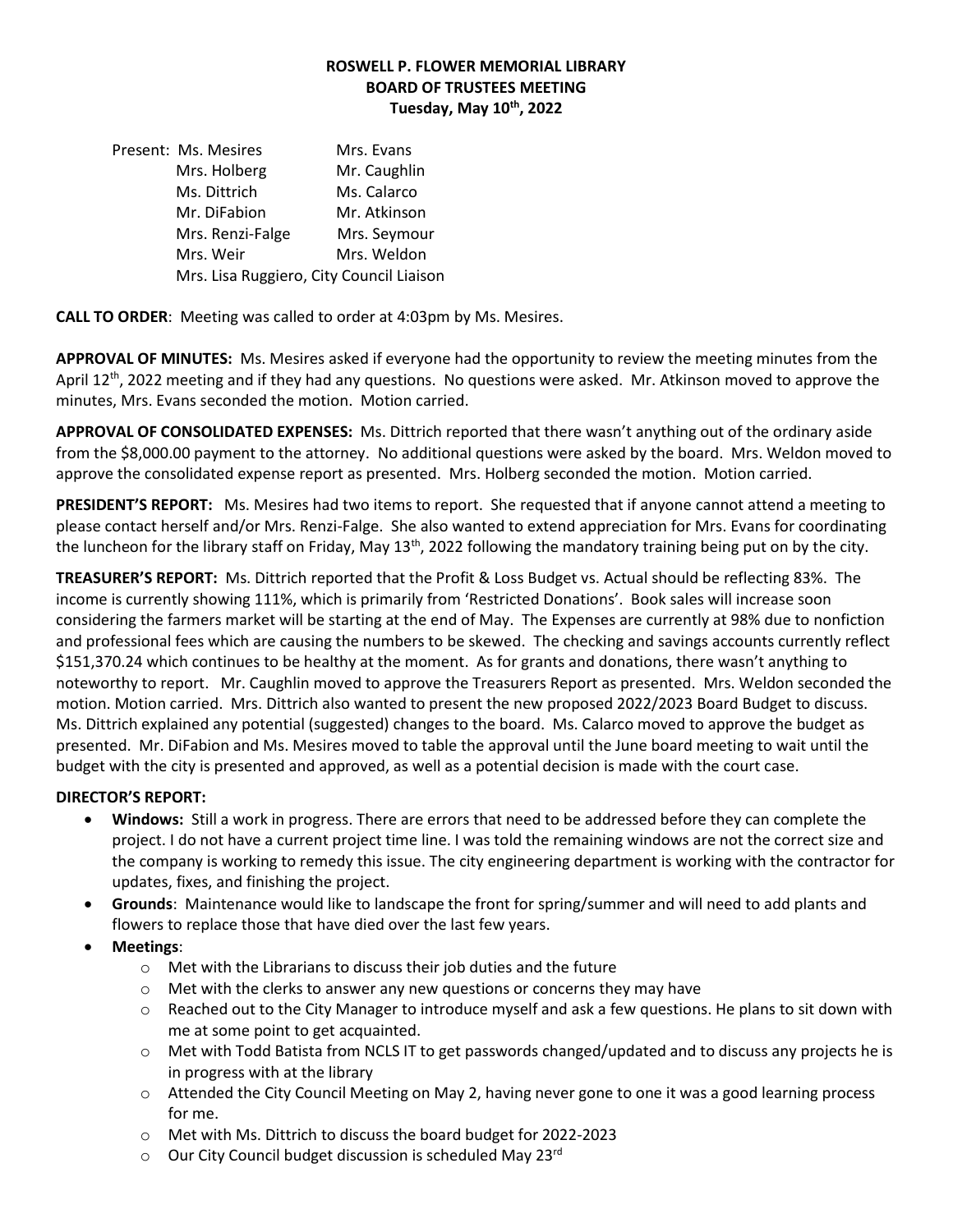**ROSWELL P. FLOWER MEMORIAL LIBRARY**
**BOARD OF TRUSTEES MEETING**
**Tuesday, May 10th, 2022**

Present: Ms. Mesires Mrs. Evans
Mrs. Holberg Mr. Caughlin
Ms. Dittrich Ms. Calarco
Mr. DiFabion Mr. Atkinson
Mrs. Renzi-Falge Mrs. Seymour
Mrs. Weir Mrs. Weldon
Mrs. Lisa Ruggiero, City Council Liaison

**CALL TO ORDER**: Meeting was called to order at 4:03pm by Ms. Mesires.

**APPROVAL OF MINUTES:** Ms. Mesires asked if everyone had the opportunity to review the meeting minutes from the April 12th, 2022 meeting and if they had any questions. No questions were asked. Mr. Atkinson moved to approve the minutes, Mrs. Evans seconded the motion. Motion carried.

**APPROVAL OF CONSOLIDATED EXPENSES:** Ms. Dittrich reported that there wasn't anything out of the ordinary aside from the $8,000.00 payment to the attorney. No additional questions were asked by the board. Mrs. Weldon moved to approve the consolidated expense report as presented. Mrs. Holberg seconded the motion. Motion carried.

**PRESIDENT'S REPORT:** Ms. Mesires had two items to report. She requested that if anyone cannot attend a meeting to please contact herself and/or Mrs. Renzi-Falge. She also wanted to extend appreciation for Mrs. Evans for coordinating the luncheon for the library staff on Friday, May 13th, 2022 following the mandatory training being put on by the city.

**TREASURER'S REPORT:** Ms. Dittrich reported that the Profit & Loss Budget vs. Actual should be reflecting 83%. The income is currently showing 111%, which is primarily from 'Restricted Donations'. Book sales will increase soon considering the farmers market will be starting at the end of May. The Expenses are currently at 98% due to nonfiction and professional fees which are causing the numbers to be skewed. The checking and savings accounts currently reflect $151,370.24 which continues to be healthy at the moment. As for grants and donations, there wasn't anything to noteworthy to report. Mr. Caughlin moved to approve the Treasurers Report as presented. Mrs. Weldon seconded the motion. Motion carried. Mrs. Dittrich also wanted to present the new proposed 2022/2023 Board Budget to discuss. Ms. Dittrich explained any potential (suggested) changes to the board. Ms. Calarco moved to approve the budget as presented. Mr. DiFabion and Ms. Mesires moved to table the approval until the June board meeting to wait until the budget with the city is presented and approved, as well as a potential decision is made with the court case.

**DIRECTOR'S REPORT:**

- **Windows:** Still a work in progress. There are errors that need to be addressed before they can complete the project. I do not have a current project time line. I was told the remaining windows are not the correct size and the company is working to remedy this issue. The city engineering department is working with the contractor for updates, fixes, and finishing the project.
- **Grounds**: Maintenance would like to landscape the front for spring/summer and will need to add plants and flowers to replace those that have died over the last few years.
- **Meetings**:
  - Met with the Librarians to discuss their job duties and the future
  - Met with the clerks to answer any new questions or concerns they may have
  - Reached out to the City Manager to introduce myself and ask a few questions. He plans to sit down with me at some point to get acquainted.
  - Met with Todd Batista from NCLS IT to get passwords changed/updated and to discuss any projects he is in progress with at the library
  - Attended the City Council Meeting on May 2, having never gone to one it was a good learning process for me.
  - Met with Ms. Dittrich to discuss the board budget for 2022-2023
  - Our City Council budget discussion is scheduled May 23rd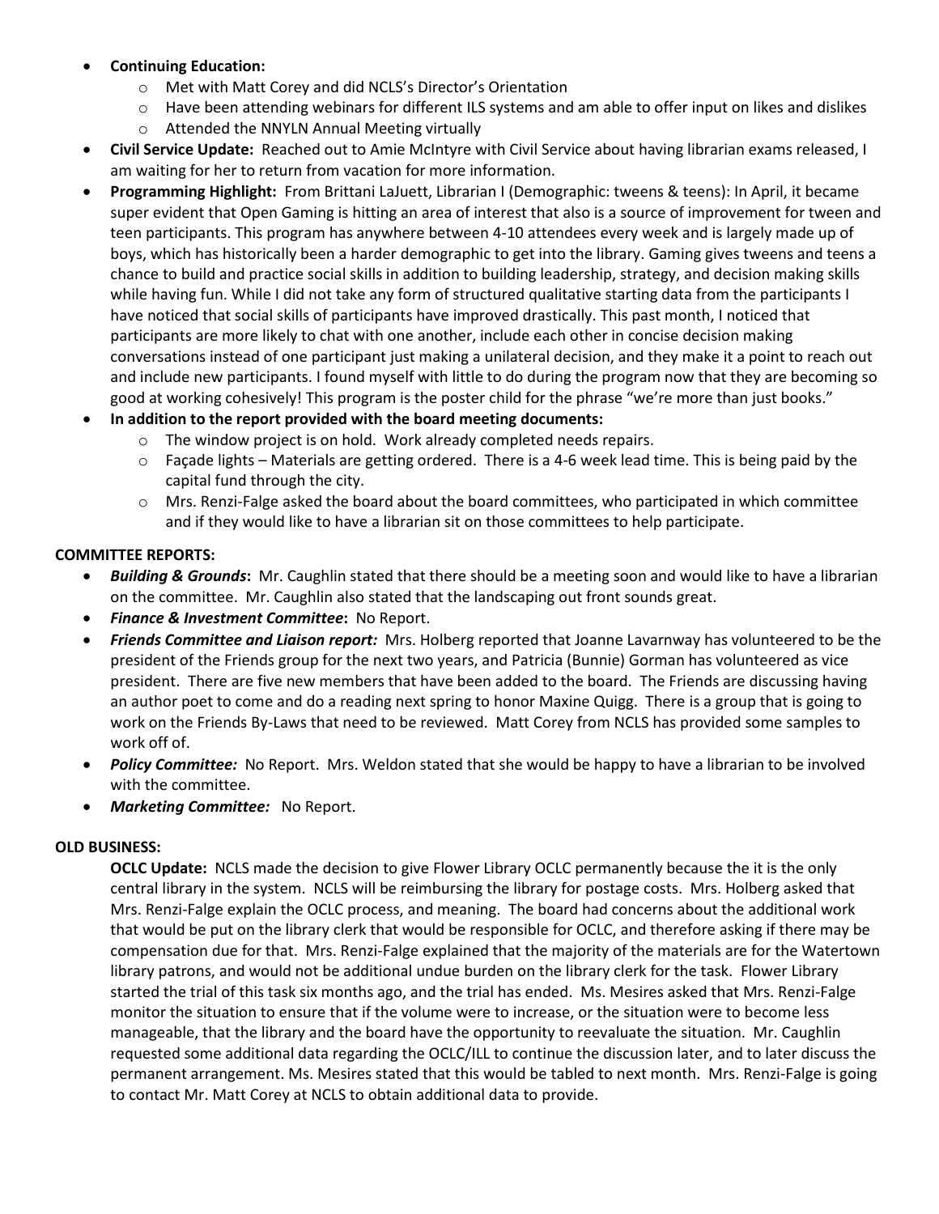- **Continuing Education:**
  - Met with Matt Corey and did NCLS's Director's Orientation
  - Have been attending webinars for different ILS systems and am able to offer input on likes and dislikes
  - Attended the NNYLN Annual Meeting virtually
- **Civil Service Update:** Reached out to Amie McIntyre with Civil Service about having librarian exams released, I am waiting for her to return from vacation for more information.
- **Programming Highlight:** From Brittani LaJuett, Librarian I (Demographic: tweens & teens): In April, it became super evident that Open Gaming is hitting an area of interest that also is a source of improvement for tween and teen participants. This program has anywhere between 4-10 attendees every week and is largely made up of boys, which has historically been a harder demographic to get into the library. Gaming gives tweens and teens a chance to build and practice social skills in addition to building leadership, strategy, and decision making skills while having fun. While I did not take any form of structured qualitative starting data from the participants I have noticed that social skills of participants have improved drastically. This past month, I noticed that participants are more likely to chat with one another, include each other in concise decision making conversations instead of one participant just making a unilateral decision, and they make it a point to reach out and include new participants. I found myself with little to do during the program now that they are becoming so good at working cohesively! This program is the poster child for the phrase "we're more than just books."
- **In addition to the report provided with the board meeting documents:**
  - The window project is on hold. Work already completed needs repairs.
  - Façade lights – Materials are getting ordered. There is a 4-6 week lead time. This is being paid by the capital fund through the city.
  - Mrs. Renzi-Falge asked the board about the board committees, who participated in which committee and if they would like to have a librarian sit on those committees to help participate.

**COMMITTEE REPORTS:**

- ***Building & Grounds*****:** Mr. Caughlin stated that there should be a meeting soon and would like to have a librarian on the committee. Mr. Caughlin also stated that the landscaping out front sounds great.
- ***Finance & Investment Committee*****:** No Report.
- ***Friends Committee and Liaison report:*** Mrs. Holberg reported that Joanne Lavarnway has volunteered to be the president of the Friends group for the next two years, and Patricia (Bunnie) Gorman has volunteered as vice president. There are five new members that have been added to the board. The Friends are discussing having an author poet to come and do a reading next spring to honor Maxine Quigg. There is a group that is going to work on the Friends By-Laws that need to be reviewed. Matt Corey from NCLS has provided some samples to work off of.
- ***Policy Committee:*** No Report. Mrs. Weldon stated that she would be happy to have a librarian to be involved with the committee.
- ***Marketing Committee:*** No Report.

**OLD BUSINESS:**

**OCLC Update:** NCLS made the decision to give Flower Library OCLC permanently because the it is the only central library in the system. NCLS will be reimbursing the library for postage costs. Mrs. Holberg asked that Mrs. Renzi-Falge explain the OCLC process, and meaning. The board had concerns about the additional work that would be put on the library clerk that would be responsible for OCLC, and therefore asking if there may be compensation due for that. Mrs. Renzi-Falge explained that the majority of the materials are for the Watertown library patrons, and would not be additional undue burden on the library clerk for the task. Flower Library started the trial of this task six months ago, and the trial has ended. Ms. Mesires asked that Mrs. Renzi-Falge monitor the situation to ensure that if the volume were to increase, or the situation were to become less manageable, that the library and the board have the opportunity to reevaluate the situation. Mr. Caughlin requested some additional data regarding the OCLC/ILL to continue the discussion later, and to later discuss the permanent arrangement. Ms. Mesires stated that this would be tabled to next month. Mrs. Renzi-Falge is going to contact Mr. Matt Corey at NCLS to obtain additional data to provide.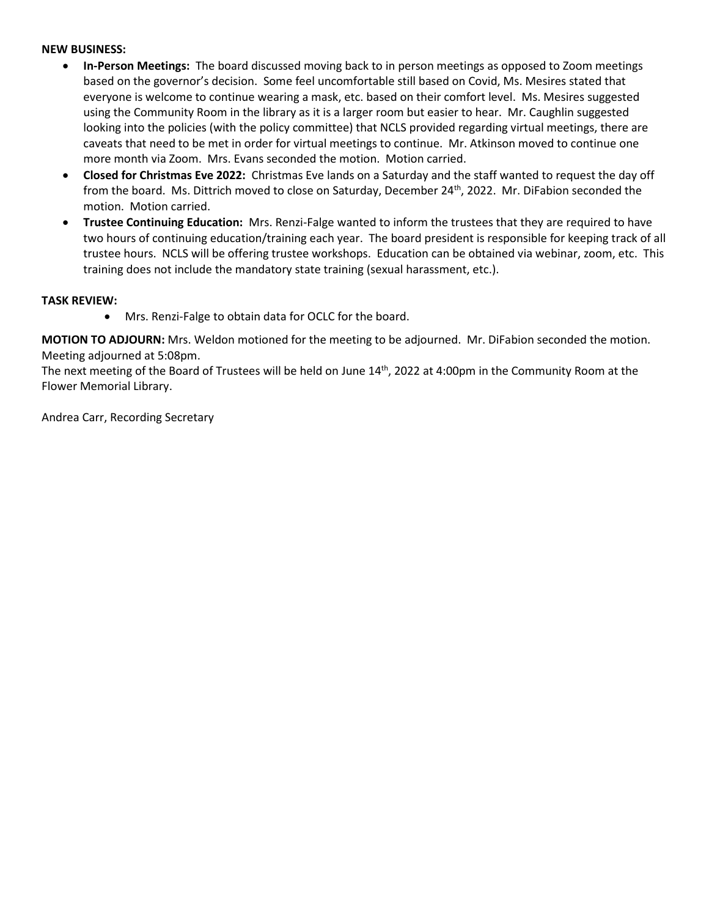**NEW BUSINESS:**

- **In-Person Meetings:** The board discussed moving back to in person meetings as opposed to Zoom meetings based on the governor's decision. Some feel uncomfortable still based on Covid, Ms. Mesires stated that everyone is welcome to continue wearing a mask, etc. based on their comfort level. Ms. Mesires suggested using the Community Room in the library as it is a larger room but easier to hear. Mr. Caughlin suggested looking into the policies (with the policy committee) that NCLS provided regarding virtual meetings, there are caveats that need to be met in order for virtual meetings to continue. Mr. Atkinson moved to continue one more month via Zoom. Mrs. Evans seconded the motion. Motion carried.
- **Closed for Christmas Eve 2022:** Christmas Eve lands on a Saturday and the staff wanted to request the day off from the board. Ms. Dittrich moved to close on Saturday, December 24th, 2022. Mr. DiFabion seconded the motion. Motion carried.
- **Trustee Continuing Education:** Mrs. Renzi-Falge wanted to inform the trustees that they are required to have two hours of continuing education/training each year. The board president is responsible for keeping track of all trustee hours. NCLS will be offering trustee workshops. Education can be obtained via webinar, zoom, etc. This training does not include the mandatory state training (sexual harassment, etc.).

**TASK REVIEW:**

- Mrs. Renzi-Falge to obtain data for OCLC for the board.

**MOTION TO ADJOURN:** Mrs. Weldon motioned for the meeting to be adjourned. Mr. DiFabion seconded the motion. Meeting adjourned at 5:08pm.

The next meeting of the Board of Trustees will be held on June 14th, 2022 at 4:00pm in the Community Room at the Flower Memorial Library.

Andrea Carr, Recording Secretary